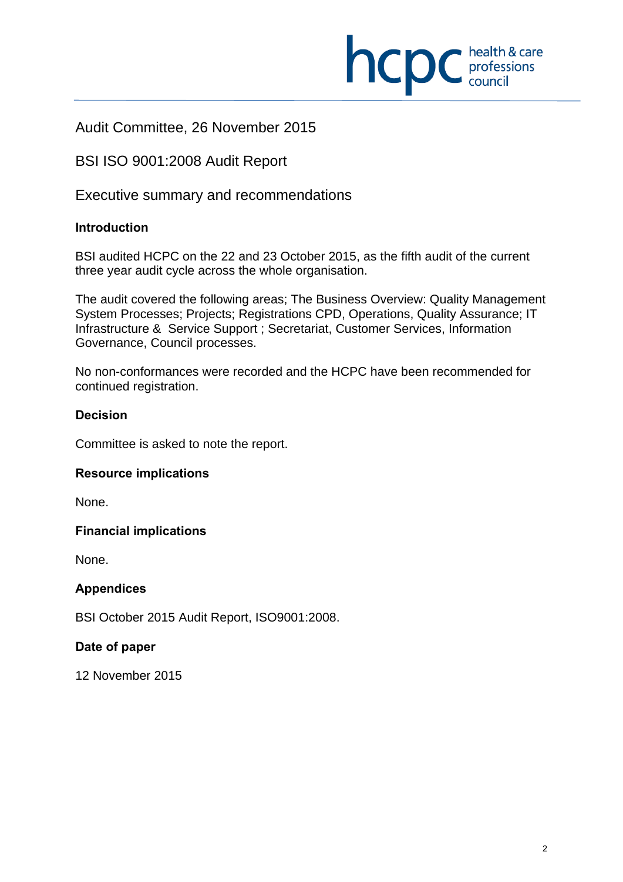Audit Committee, 26 November 2015

BSI ISO 9001:2008 Audit Report

Executive summary and recommendations

**Introduction**

BSI audited HCPC on the 22 and 23 October 2015, as the fifth audit of the current three year audit cycle across the whole organisation.

The audit covered the following areas; The Business Overview: Quality Management System Processes; Projects; Registrations CPD, Operations, Quality Assurance; IT Infrastructure & Service Support ; Secretariat, Customer Services, Information Governance, Council processes.

No non-conformances were recorded and the HCPC have been recommended for continued registration.

**Decision**

Committee is asked to note the report.

**Resource implications**

None.

**Financial implications**

None.

**Appendices**

BSI October 2015 Audit Report, ISO9001:2008.

**Date of paper**

12 November 2015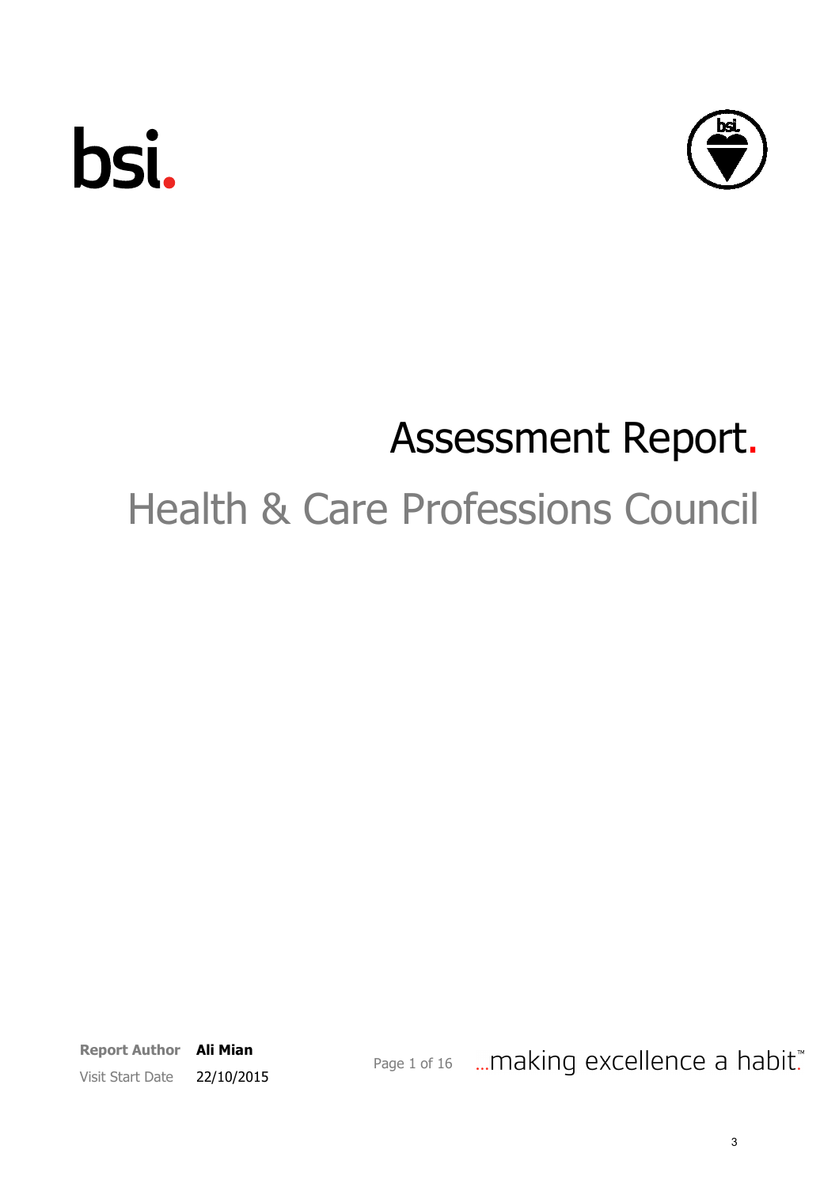# Assessment Report.

## Health & Care Professions Council

**Report Author** **Ali Mian**

Visit Start Date 22/10/2015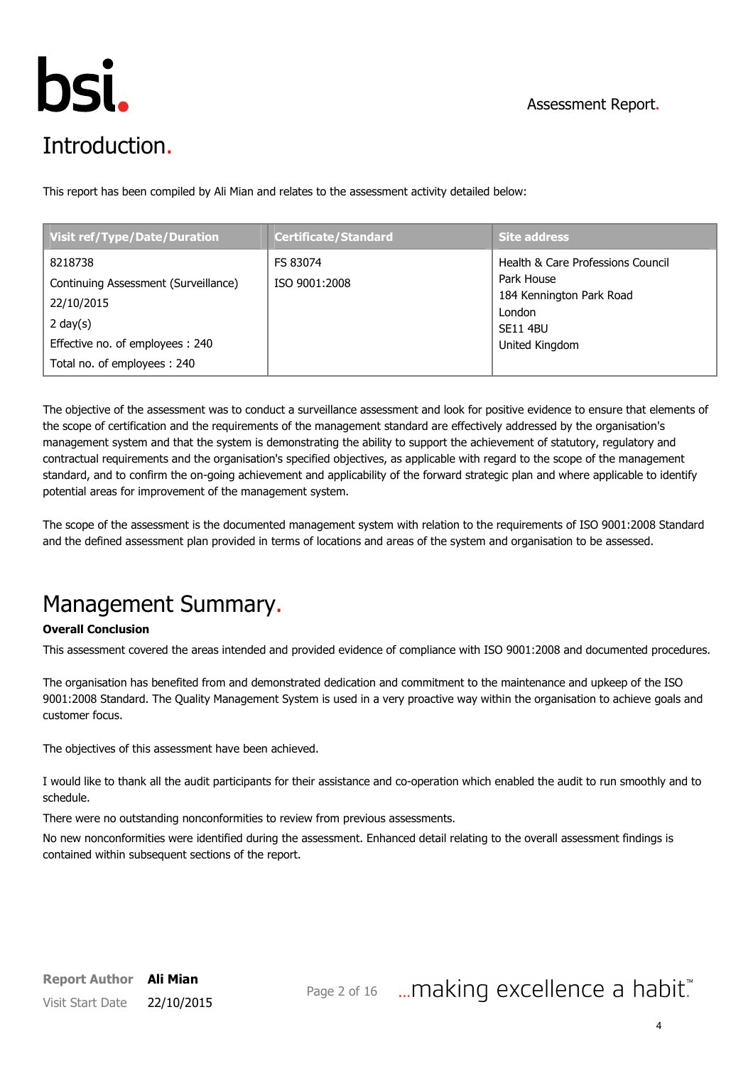# Introduction.

This report has been compiled by Ali Mian and relates to the assessment activity detailed below:

| Visit ref/Type/Date/Duration | Certificate/Standard | Site address |
|---|---|---|
| 8218738<br>Continuing Assessment (Surveillance)<br>22/10/2015<br>2 day(s)<br>Effective no. of employees : 240<br>Total no. of employees : 240 | FS 83074<br>ISO 9001:2008 | Health & Care Professions Council<br>Park House<br>184 Kennington Park Road<br>London<br>SE11 4BU<br>United Kingdom |

The objective of the assessment was to conduct a surveillance assessment and look for positive evidence to ensure that elements of the scope of certification and the requirements of the management standard are effectively addressed by the organisation's management system and that the system is demonstrating the ability to support the achievement of statutory, regulatory and contractual requirements and the organisation's specified objectives, as applicable with regard to the scope of the management standard, and to confirm the on-going achievement and applicability of the forward strategic plan and where applicable to identify potential areas for improvement of the management system.

The scope of the assessment is the documented management system with relation to the requirements of ISO 9001:2008 Standard and the defined assessment plan provided in terms of locations and areas of the system and organisation to be assessed.

# Management Summary.

**Overall Conclusion**

This assessment covered the areas intended and provided evidence of compliance with ISO 9001:2008 and documented procedures.

The organisation has benefited from and demonstrated dedication and commitment to the maintenance and upkeep of the ISO 9001:2008 Standard. The Quality Management System is used in a very proactive way within the organisation to achieve goals and customer focus.

The objectives of this assessment have been achieved.

I would like to thank all the audit participants for their assistance and co-operation which enabled the audit to run smoothly and to schedule.

There were no outstanding nonconformities to review from previous assessments.

No new nonconformities were identified during the assessment. Enhanced detail relating to the overall assessment findings is contained within subsequent sections of the report.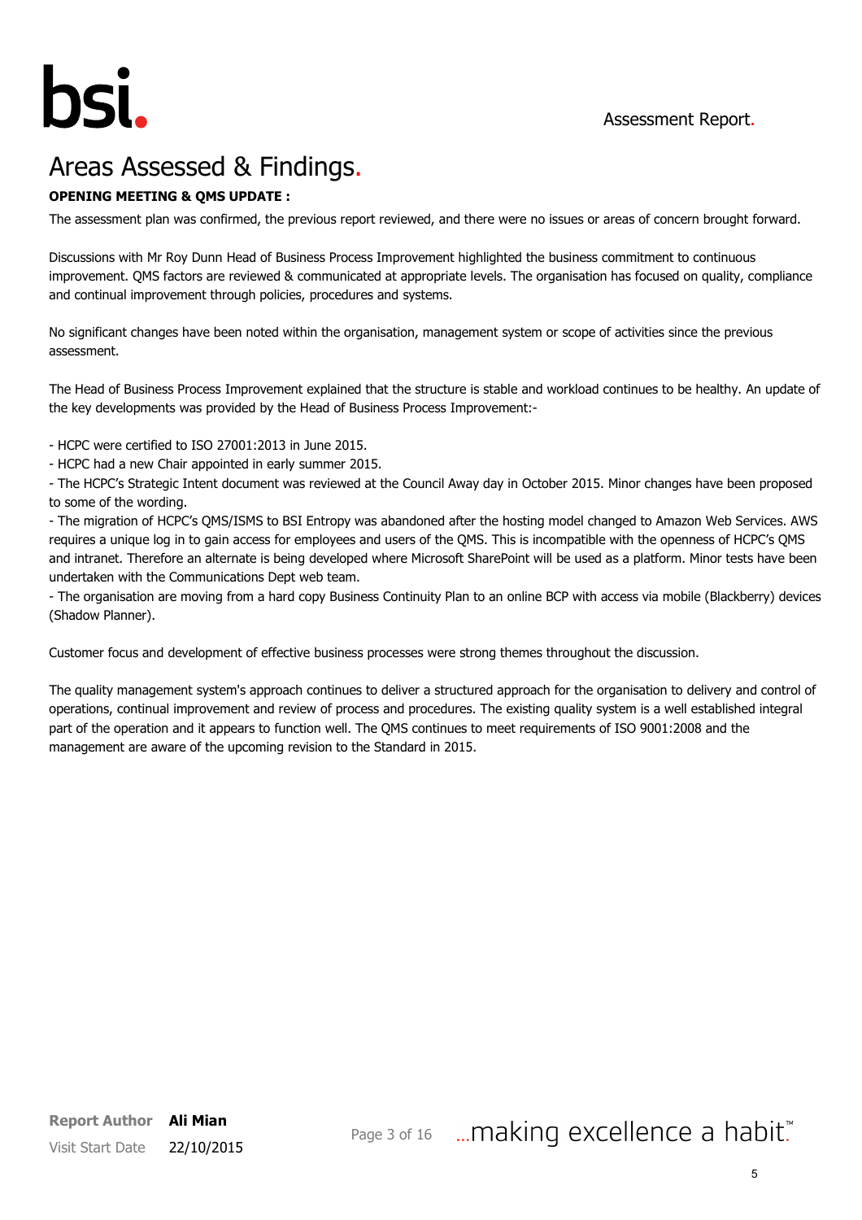# Areas Assessed & Findings.

**OPENING MEETING & QMS UPDATE :**

The assessment plan was confirmed, the previous report reviewed, and there were no issues or areas of concern brought forward.

Discussions with Mr Roy Dunn Head of Business Process Improvement highlighted the business commitment to continuous improvement. QMS factors are reviewed & communicated at appropriate levels. The organisation has focused on quality, compliance and continual improvement through policies, procedures and systems.

No significant changes have been noted within the organisation, management system or scope of activities since the previous assessment.

The Head of Business Process Improvement explained that the structure is stable and workload continues to be healthy. An update of the key developments was provided by the Head of Business Process Improvement:-

- HCPC were certified to ISO 27001:2013 in June 2015.
- HCPC had a new Chair appointed in early summer 2015.
- The HCPC's Strategic Intent document was reviewed at the Council Away day in October 2015. Minor changes have been proposed to some of the wording.
- The migration of HCPC's QMS/ISMS to BSI Entropy was abandoned after the hosting model changed to Amazon Web Services. AWS requires a unique log in to gain access for employees and users of the QMS. This is incompatible with the openness of HCPC's QMS and intranet. Therefore an alternate is being developed where Microsoft SharePoint will be used as a platform. Minor tests have been undertaken with the Communications Dept web team.
- The organisation are moving from a hard copy Business Continuity Plan to an online BCP with access via mobile (Blackberry) devices (Shadow Planner).

Customer focus and development of effective business processes were strong themes throughout the discussion.

The quality management system's approach continues to deliver a structured approach for the organisation to delivery and control of operations, continual improvement and review of process and procedures. The existing quality system is a well established integral part of the operation and it appears to function well. The QMS continues to meet requirements of ISO 9001:2008 and the management are aware of the upcoming revision to the Standard in 2015.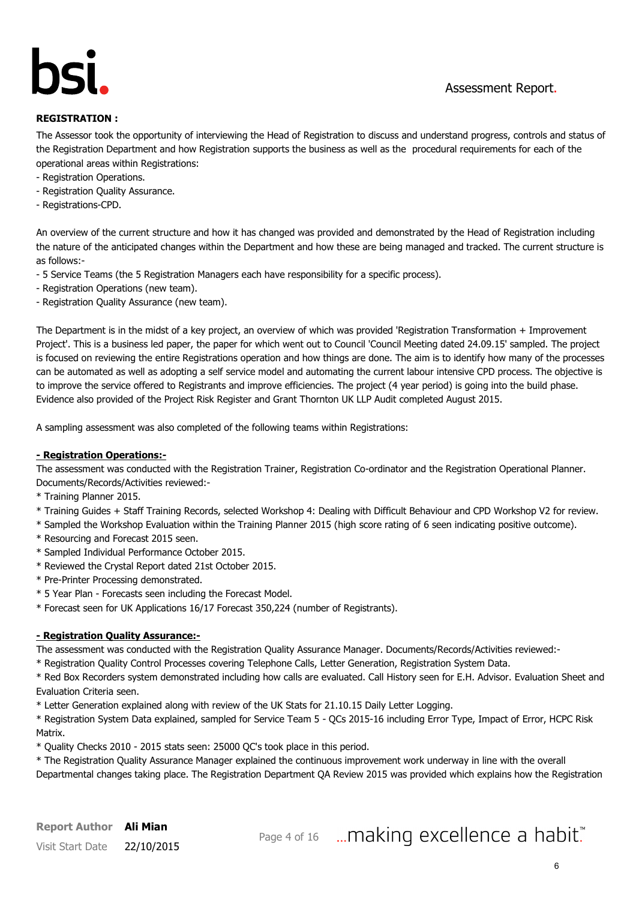**REGISTRATION :**

The Assessor took the opportunity of interviewing the Head of Registration to discuss and understand progress, controls and status of the Registration Department and how Registration supports the business as well as the procedural requirements for each of the operational areas within Registrations:

- Registration Operations.
- Registration Quality Assurance.
- Registrations-CPD.

An overview of the current structure and how it has changed was provided and demonstrated by the Head of Registration including the nature of the anticipated changes within the Department and how these are being managed and tracked. The current structure is as follows:-

- 5 Service Teams (the 5 Registration Managers each have responsibility for a specific process).
- Registration Operations (new team).
- Registration Quality Assurance (new team).

The Department is in the midst of a key project, an overview of which was provided 'Registration Transformation + Improvement Project'. This is a business led paper, the paper for which went out to Council 'Council Meeting dated 24.09.15' sampled. The project is focused on reviewing the entire Registrations operation and how things are done. The aim is to identify how many of the processes can be automated as well as adopting a self service model and automating the current labour intensive CPD process. The objective is to improve the service offered to Registrants and improve efficiencies. The project (4 year period) is going into the build phase. Evidence also provided of the Project Risk Register and Grant Thornton UK LLP Audit completed August 2015.

A sampling assessment was also completed of the following teams within Registrations:

**- Registration Operations:-**

The assessment was conducted with the Registration Trainer, Registration Co-ordinator and the Registration Operational Planner. Documents/Records/Activities reviewed:-

* Training Planner 2015.
* Training Guides + Staff Training Records, selected Workshop 4: Dealing with Difficult Behaviour and CPD Workshop V2 for review.
* Sampled the Workshop Evaluation within the Training Planner 2015 (high score rating of 6 seen indicating positive outcome).
* Resourcing and Forecast 2015 seen.
* Sampled Individual Performance October 2015.
* Reviewed the Crystal Report dated 21st October 2015.
* Pre-Printer Processing demonstrated.
* 5 Year Plan - Forecasts seen including the Forecast Model.
* Forecast seen for UK Applications 16/17 Forecast 350,224 (number of Registrants).

**- Registration Quality Assurance:-**

The assessment was conducted with the Registration Quality Assurance Manager. Documents/Records/Activities reviewed:-

* Registration Quality Control Processes covering Telephone Calls, Letter Generation, Registration System Data.
* Red Box Recorders system demonstrated including how calls are evaluated. Call History seen for E.H. Advisor. Evaluation Sheet and Evaluation Criteria seen.
* Letter Generation explained along with review of the UK Stats for 21.10.15 Daily Letter Logging.
* Registration System Data explained, sampled for Service Team 5 - QCs 2015-16 including Error Type, Impact of Error, HCPC Risk Matrix.
* Quality Checks 2010 - 2015 stats seen: 25000 QC's took place in this period.
* The Registration Quality Assurance Manager explained the continuous improvement work underway in line with the overall Departmental changes taking place. The Registration Department QA Review 2015 was provided which explains how the Registration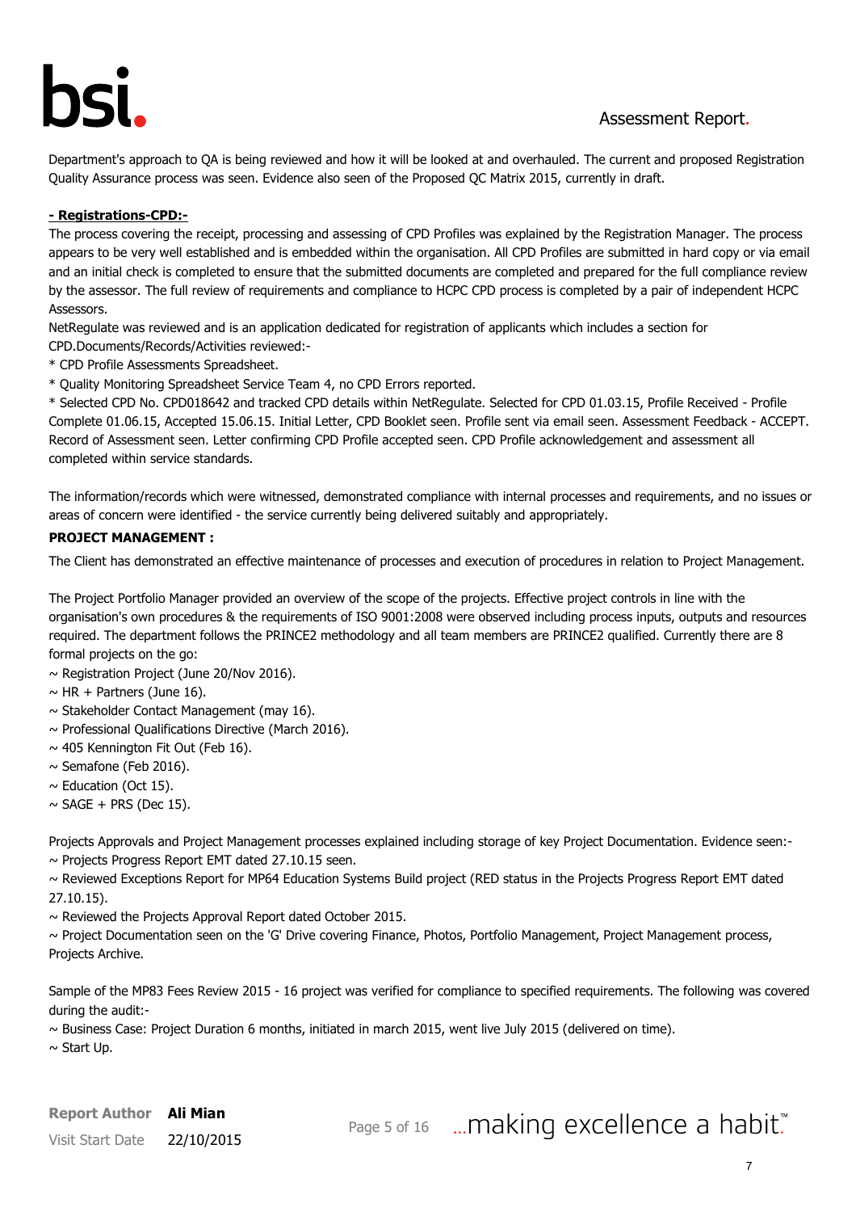Department's approach to QA is being reviewed and how it will be looked at and overhauled. The current and proposed Registration Quality Assurance process was seen. Evidence also seen of the Proposed QC Matrix 2015, currently in draft.

**- Registrations-CPD:-**

The process covering the receipt, processing and assessing of CPD Profiles was explained by the Registration Manager. The process appears to be very well established and is embedded within the organisation. All CPD Profiles are submitted in hard copy or via email and an initial check is completed to ensure that the submitted documents are completed and prepared for the full compliance review by the assessor. The full review of requirements and compliance to HCPC CPD process is completed by a pair of independent HCPC Assessors.

NetRegulate was reviewed and is an application dedicated for registration of applicants which includes a section for CPD.Documents/Records/Activities reviewed:-

* CPD Profile Assessments Spreadsheet.
* Quality Monitoring Spreadsheet Service Team 4, no CPD Errors reported.
* Selected CPD No. CPD018642 and tracked CPD details within NetRegulate. Selected for CPD 01.03.15, Profile Received - Profile Complete 01.06.15, Accepted 15.06.15. Initial Letter, CPD Booklet seen. Profile sent via email seen. Assessment Feedback - ACCEPT. Record of Assessment seen. Letter confirming CPD Profile accepted seen. CPD Profile acknowledgement and assessment all completed within service standards.

The information/records which were witnessed, demonstrated compliance with internal processes and requirements, and no issues or areas of concern were identified - the service currently being delivered suitably and appropriately.

**PROJECT MANAGEMENT :**

The Client has demonstrated an effective maintenance of processes and execution of procedures in relation to Project Management.

The Project Portfolio Manager provided an overview of the scope of the projects. Effective project controls in line with the organisation's own procedures & the requirements of ISO 9001:2008 were observed including process inputs, outputs and resources required. The department follows the PRINCE2 methodology and all team members are PRINCE2 qualified. Currently there are 8 formal projects on the go:

~ Registration Project (June 20/Nov 2016).
~ HR + Partners (June 16).
~ Stakeholder Contact Management (may 16).
~ Professional Qualifications Directive (March 2016).
~ 405 Kennington Fit Out (Feb 16).
~ Semafone (Feb 2016).
~ Education (Oct 15).
~ SAGE + PRS (Dec 15).

Projects Approvals and Project Management processes explained including storage of key Project Documentation. Evidence seen:-
~ Projects Progress Report EMT dated 27.10.15 seen.
~ Reviewed Exceptions Report for MP64 Education Systems Build project (RED status in the Projects Progress Report EMT dated 27.10.15).
~ Reviewed the Projects Approval Report dated October 2015.
~ Project Documentation seen on the 'G' Drive covering Finance, Photos, Portfolio Management, Project Management process, Projects Archive.

Sample of the MP83 Fees Review 2015 - 16 project was verified for compliance to specified requirements. The following was covered during the audit:-
~ Business Case: Project Duration 6 months, initiated in march 2015, went live July 2015 (delivered on time).
~ Start Up.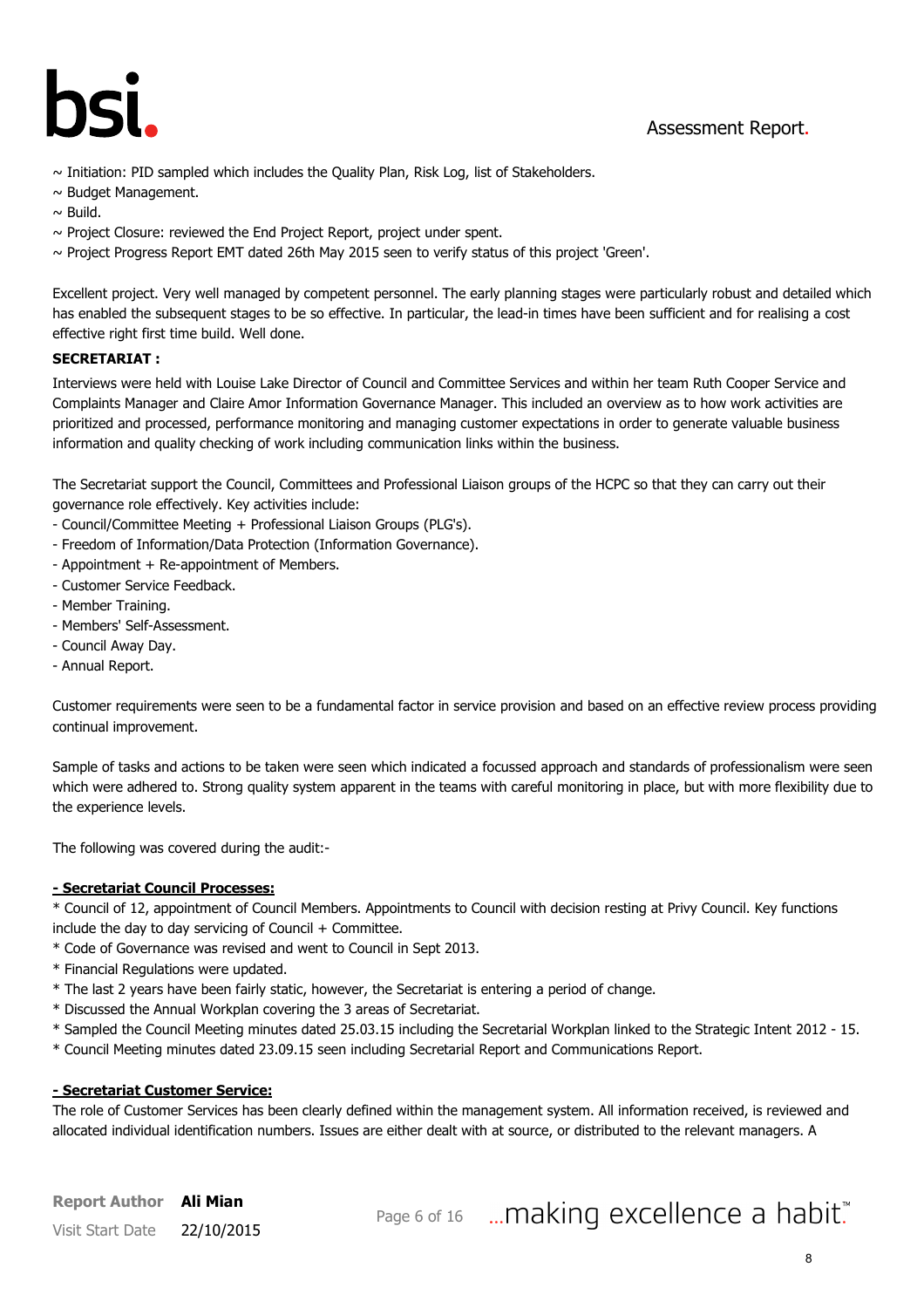~ Initiation: PID sampled which includes the Quality Plan, Risk Log, list of Stakeholders.
~ Budget Management.
~ Build.
~ Project Closure: reviewed the End Project Report, project under spent.
~ Project Progress Report EMT dated 26th May 2015 seen to verify status of this project 'Green'.

Excellent project. Very well managed by competent personnel. The early planning stages were particularly robust and detailed which has enabled the subsequent stages to be so effective. In particular, the lead-in times have been sufficient and for realising a cost effective right first time build. Well done.

**SECRETARIAT :**

Interviews were held with Louise Lake Director of Council and Committee Services and within her team Ruth Cooper Service and Complaints Manager and Claire Amor Information Governance Manager. This included an overview as to how work activities are prioritized and processed, performance monitoring and managing customer expectations in order to generate valuable business information and quality checking of work including communication links within the business.

The Secretariat support the Council, Committees and Professional Liaison groups of the HCPC so that they can carry out their governance role effectively. Key activities include:
- Council/Committee Meeting + Professional Liaison Groups (PLG's).
- Freedom of Information/Data Protection (Information Governance).
- Appointment + Re-appointment of Members.
- Customer Service Feedback.
- Member Training.
- Members' Self-Assessment.
- Council Away Day.
- Annual Report.

Customer requirements were seen to be a fundamental factor in service provision and based on an effective review process providing continual improvement.

Sample of tasks and actions to be taken were seen which indicated a focussed approach and standards of professionalism were seen which were adhered to. Strong quality system apparent in the teams with careful monitoring in place, but with more flexibility due to the experience levels.

The following was covered during the audit:-

**<u>- Secretariat Council Processes:</u>**

* Council of 12, appointment of Council Members. Appointments to Council with decision resting at Privy Council. Key functions include the day to day servicing of Council + Committee.
* Code of Governance was revised and went to Council in Sept 2013.
* Financial Regulations were updated.
* The last 2 years have been fairly static, however, the Secretariat is entering a period of change.
* Discussed the Annual Workplan covering the 3 areas of Secretariat.
* Sampled the Council Meeting minutes dated 25.03.15 including the Secretarial Workplan linked to the Strategic Intent 2012 - 15.
* Council Meeting minutes dated 23.09.15 seen including Secretarial Report and Communications Report.

**<u>- Secretariat Customer Service:</u>**

The role of Customer Services has been clearly defined within the management system. All information received, is reviewed and allocated individual identification numbers. Issues are either dealt with at source, or distributed to the relevant managers. A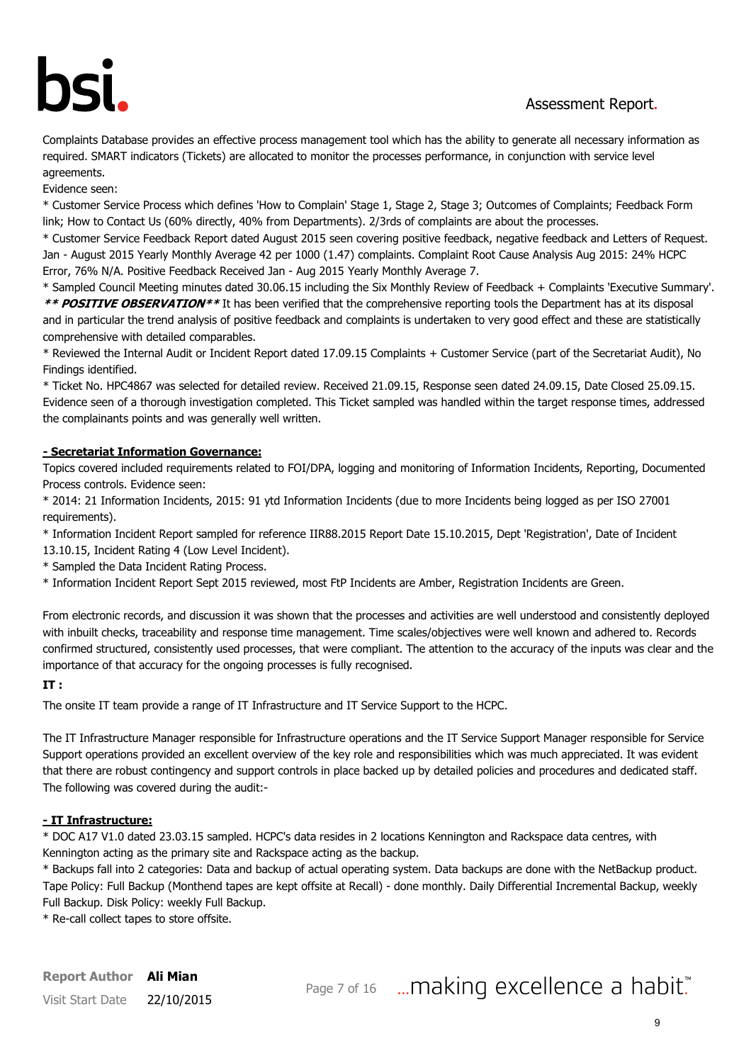Complaints Database provides an effective process management tool which has the ability to generate all necessary information as required. SMART indicators (Tickets) are allocated to monitor the processes performance, in conjunction with service level agreements.

Evidence seen:

* Customer Service Process which defines 'How to Complain' Stage 1, Stage 2, Stage 3; Outcomes of Complaints; Feedback Form link; How to Contact Us (60% directly, 40% from Departments). 2/3rds of complaints are about the processes.
* Customer Service Feedback Report dated August 2015 seen covering positive feedback, negative feedback and Letters of Request. Jan - August 2015 Yearly Monthly Average 42 per 1000 (1.47) complaints. Complaint Root Cause Analysis Aug 2015: 24% HCPC Error, 76% N/A. Positive Feedback Received Jan - Aug 2015 Yearly Monthly Average 7.
* Sampled Council Meeting minutes dated 30.06.15 including the Six Monthly Review of Feedback + Complaints 'Executive Summary'.

***\*\* POSITIVE OBSERVATION\*\**** It has been verified that the comprehensive reporting tools the Department has at its disposal and in particular the trend analysis of positive feedback and complaints is undertaken to very good effect and these are statistically comprehensive with detailed comparables.

* Reviewed the Internal Audit or Incident Report dated 17.09.15 Complaints + Customer Service (part of the Secretariat Audit), No Findings identified.
* Ticket No. HPC4867 was selected for detailed review. Received 21.09.15, Response seen dated 24.09.15, Date Closed 25.09.15. Evidence seen of a thorough investigation completed. This Ticket sampled was handled within the target response times, addressed the complainants points and was generally well written.

**- Secretariat Information Governance:**

Topics covered included requirements related to FOI/DPA, logging and monitoring of Information Incidents, Reporting, Documented Process controls. Evidence seen:

* 2014: 21 Information Incidents, 2015: 91 ytd Information Incidents (due to more Incidents being logged as per ISO 27001 requirements).
* Information Incident Report sampled for reference IIR88.2015 Report Date 15.10.2015, Dept 'Registration', Date of Incident 13.10.15, Incident Rating 4 (Low Level Incident).
* Sampled the Data Incident Rating Process.
* Information Incident Report Sept 2015 reviewed, most FtP Incidents are Amber, Registration Incidents are Green.

From electronic records, and discussion it was shown that the processes and activities are well understood and consistently deployed with inbuilt checks, traceability and response time management. Time scales/objectives were well known and adhered to. Records confirmed structured, consistently used processes, that were compliant. The attention to the accuracy of the inputs was clear and the importance of that accuracy for the ongoing processes is fully recognised.

**IT :**

The onsite IT team provide a range of IT Infrastructure and IT Service Support to the HCPC.

The IT Infrastructure Manager responsible for Infrastructure operations and the IT Service Support Manager responsible for Service Support operations provided an excellent overview of the key role and responsibilities which was much appreciated. It was evident that there are robust contingency and support controls in place backed up by detailed policies and procedures and dedicated staff. The following was covered during the audit:-

**- IT Infrastructure:**

* DOC A17 V1.0 dated 23.03.15 sampled. HCPC's data resides in 2 locations Kennington and Rackspace data centres, with Kennington acting as the primary site and Rackspace acting as the backup.
* Backups fall into 2 categories: Data and backup of actual operating system. Data backups are done with the NetBackup product. Tape Policy: Full Backup (Monthend tapes are kept offsite at Recall) - done monthly. Daily Differential Incremental Backup, weekly Full Backup. Disk Policy: weekly Full Backup.
* Re-call collect tapes to store offsite.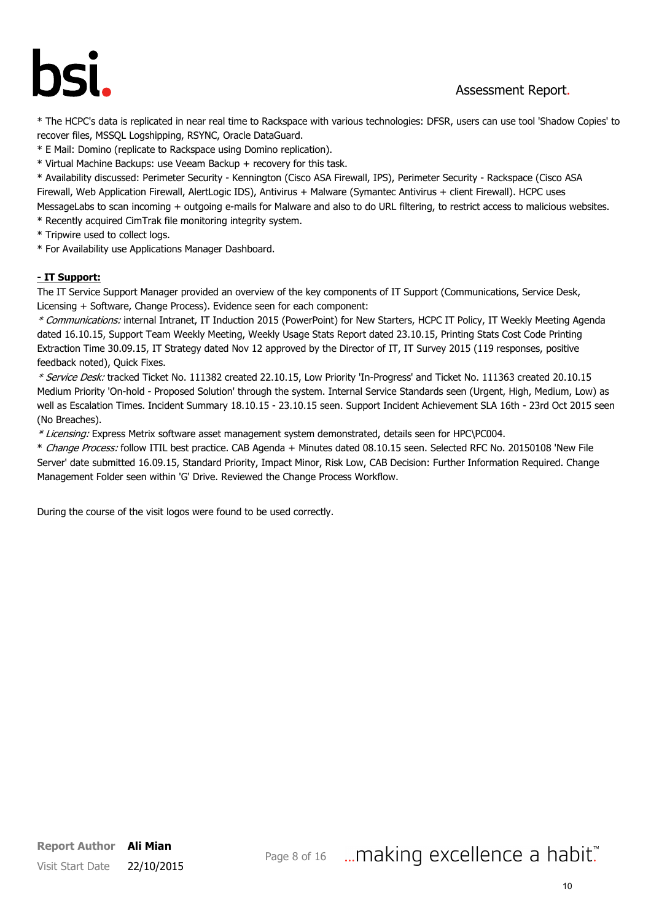* The HCPC's data is replicated in near real time to Rackspace with various technologies: DFSR, users can use tool 'Shadow Copies' to recover files, MSSQL Logshipping, RSYNC, Oracle DataGuard.
* E Mail: Domino (replicate to Rackspace using Domino replication).
* Virtual Machine Backups: use Veeam Backup + recovery for this task.
* Availability discussed: Perimeter Security - Kennington (Cisco ASA Firewall, IPS), Perimeter Security - Rackspace (Cisco ASA Firewall, Web Application Firewall, AlertLogic IDS), Antivirus + Malware (Symantec Antivirus + client Firewall). HCPC uses MessageLabs to scan incoming + outgoing e-mails for Malware and also to do URL filtering, to restrict access to malicious websites.
* Recently acquired CimTrak file monitoring integrity system.
* Tripwire used to collect logs.
* For Availability use Applications Manager Dashboard.

***- IT Support:***

The IT Service Support Manager provided an overview of the key components of IT Support (Communications, Service Desk, Licensing + Software, Change Process). Evidence seen for each component:

* *Communications:* internal Intranet, IT Induction 2015 (PowerPoint) for New Starters, HCPC IT Policy, IT Weekly Meeting Agenda dated 16.10.15, Support Team Weekly Meeting, Weekly Usage Stats Report dated 23.10.15, Printing Stats Cost Code Printing Extraction Time 30.09.15, IT Strategy dated Nov 12 approved by the Director of IT, IT Survey 2015 (119 responses, positive feedback noted), Quick Fixes.
* *Service Desk:* tracked Ticket No. 111382 created 22.10.15, Low Priority 'In-Progress' and Ticket No. 111363 created 20.10.15 Medium Priority 'On-hold - Proposed Solution' through the system. Internal Service Standards seen (Urgent, High, Medium, Low) as well as Escalation Times. Incident Summary 18.10.15 - 23.10.15 seen. Support Incident Achievement SLA 16th - 23rd Oct 2015 seen (No Breaches).
* *Licensing:* Express Metrix software asset management system demonstrated, details seen for HPC\PC004.
* *Change Process:* follow ITIL best practice. CAB Agenda + Minutes dated 08.10.15 seen. Selected RFC No. 20150108 'New File Server' date submitted 16.09.15, Standard Priority, Impact Minor, Risk Low, CAB Decision: Further Information Required. Change Management Folder seen within 'G' Drive. Reviewed the Change Process Workflow.

During the course of the visit logos were found to be used correctly.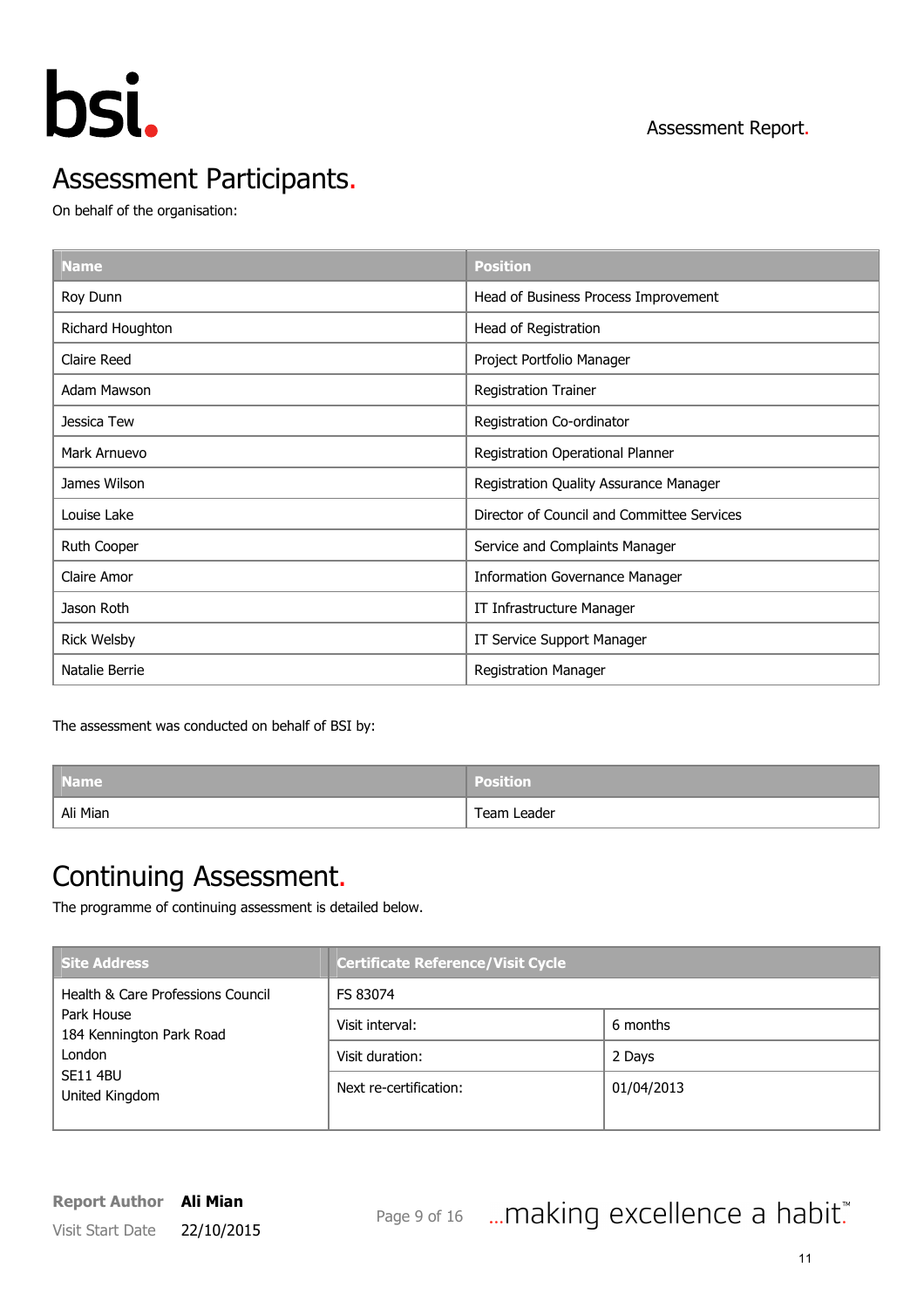## Assessment Participants.

On behalf of the organisation:

| Name | Position |
|---|---|
| Roy Dunn | Head of Business Process Improvement |
| Richard Houghton | Head of Registration |
| Claire Reed | Project Portfolio Manager |
| Adam Mawson | Registration Trainer |
| Jessica Tew | Registration Co-ordinator |
| Mark Arnuevo | Registration Operational Planner |
| James Wilson | Registration Quality Assurance Manager |
| Louise Lake | Director of Council and Committee Services |
| Ruth Cooper | Service and Complaints Manager |
| Claire Amor | Information Governance Manager |
| Jason Roth | IT Infrastructure Manager |
| Rick Welsby | IT Service Support Manager |
| Natalie Berrie | Registration Manager |

The assessment was conducted on behalf of BSI by:

| Name | Position |
|---|---|
| Ali Mian | Team Leader |

## Continuing Assessment.

The programme of continuing assessment is detailed below.

| Site Address | Certificate Reference/Visit Cycle | |
|---|---|---|
| Health & Care Professions Council<br>Park House<br>184 Kennington Park Road<br>London<br>SE11 4BU<br>United Kingdom | FS 83074 | |
| | Visit interval: | 6 months |
| | Visit duration: | 2 Days |
| | Next re-certification: | 01/04/2013 |

**Report Author** Ali Mian
Visit Start Date 22/10/2015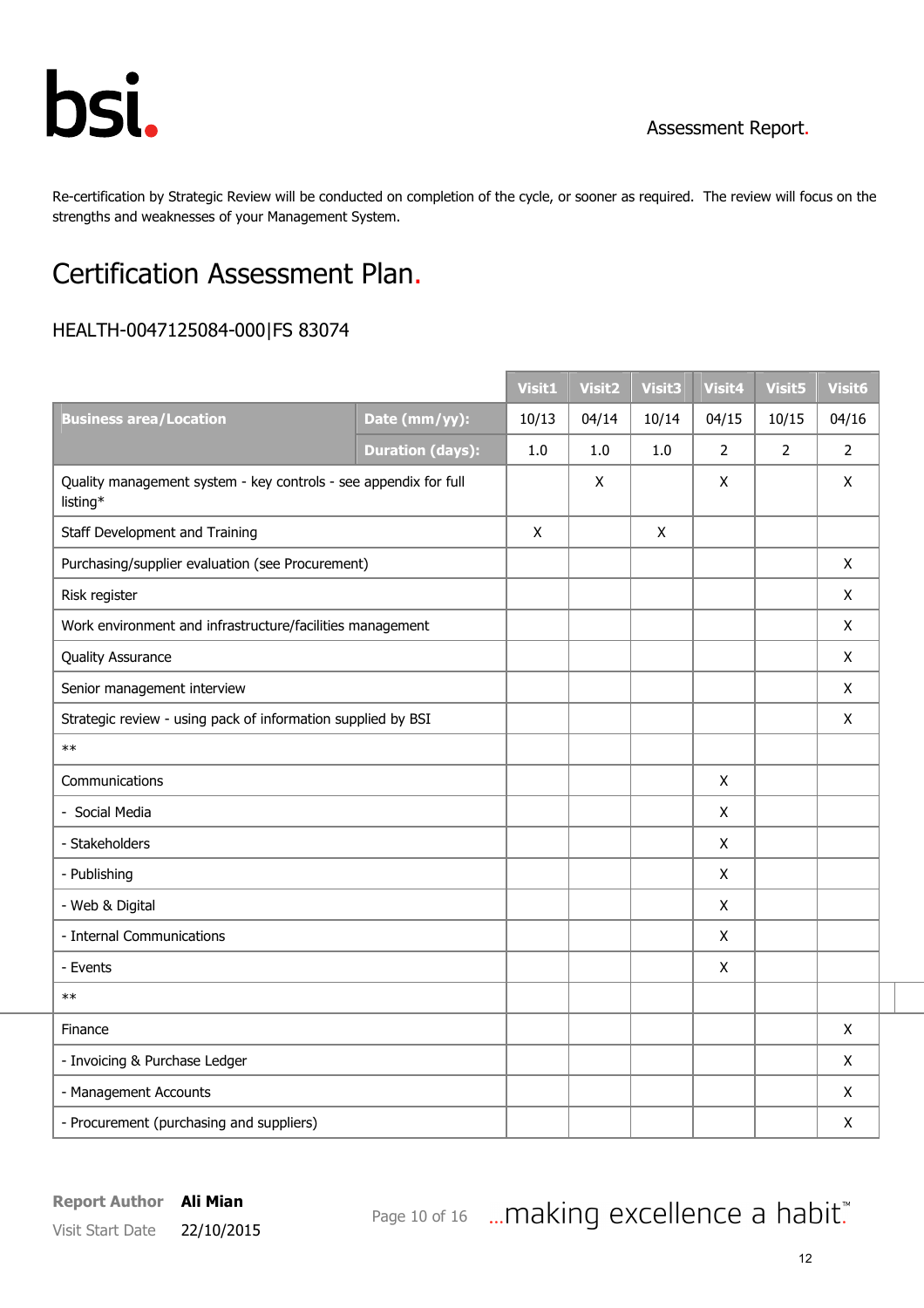Re-certification by Strategic Review will be conducted on completion of the cycle, or sooner as required. The review will focus on the strengths and weaknesses of your Management System.

# Certification Assessment Plan.

HEALTH-0047125084-000|FS 83074

| Business area/Location | | Visit1 | Visit2 | Visit3 | Visit4 | Visit5 | Visit6 |
|---|---|---|---|---|---|---|---|
| | Date (mm/yy): | 10/13 | 04/14 | 10/14 | 04/15 | 10/15 | 04/16 |
| | Duration (days): | 1.0 | 1.0 | 1.0 | 2 | 2 | 2 |
| Quality management system - key controls - see appendix for full listing* | | | X | | X | | X |
| Staff Development and Training | | X | | X | | | |
| Purchasing/supplier evaluation (see Procurement) | | | | | | | X |
| Risk register | | | | | | | X |
| Work environment and infrastructure/facilities management | | | | | | | X |
| Quality Assurance | | | | | | | X |
| Senior management interview | | | | | | | X |
| Strategic review - using pack of information supplied by BSI | | | | | | | X |
| ** | | | | | | | |
| Communications | | | | | X | | |
| - Social Media | | | | | X | | |
| - Stakeholders | | | | | X | | |
| - Publishing | | | | | X | | |
| - Web & Digital | | | | | X | | |
| - Internal Communications | | | | | X | | |
| - Events | | | | | X | | |
| ** | | | | | | | |
| Finance | | | | | | | X |
| - Invoicing & Purchase Ledger | | | | | | | X |
| - Management Accounts | | | | | | | X |
| - Procurement (purchasing and suppliers) | | | | | | | X |

**Report Author** **Ali Mian**
Visit Start Date 22/10/2015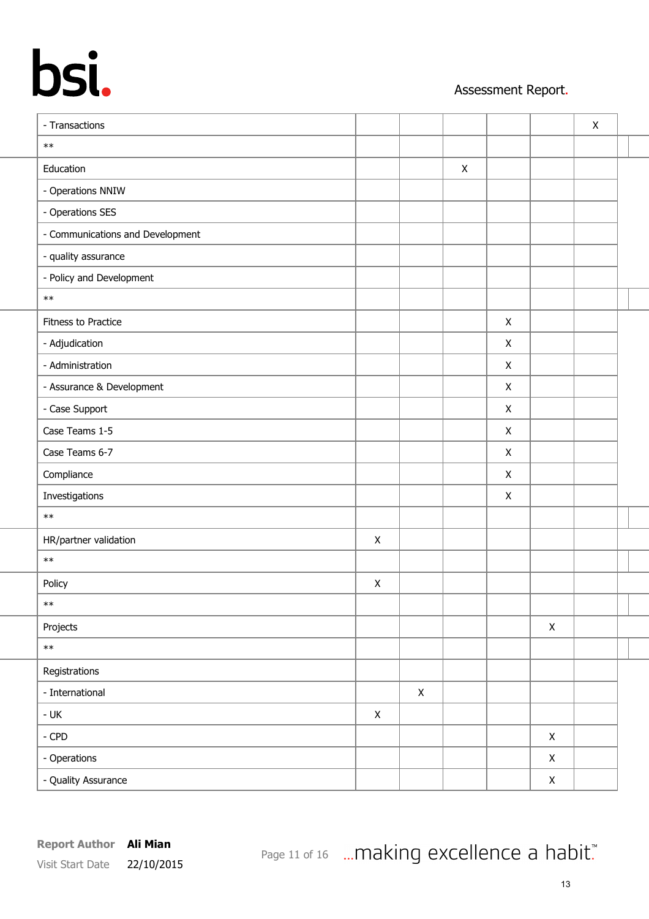| | | | | | | |
|---|---|---|---|---|---|---|
| - Transactions | | | | | | X |
| ** | | | | | | |
| Education | | | X | | | |
| - Operations NNIW | | | | | | |
| - Operations SES | | | | | | |
| - Communications and Development | | | | | | |
| - quality assurance | | | | | | |
| - Policy and Development | | | | | | |
| ** | | | | | | |
| Fitness to Practice | | | | X | | |
| - Adjudication | | | | X | | |
| - Administration | | | | X | | |
| - Assurance & Development | | | | X | | |
| - Case Support | | | | X | | |
| Case Teams 1-5 | | | | X | | |
| Case Teams 6-7 | | | | X | | |
| Compliance | | | | X | | |
| Investigations | | | | X | | |
| ** | | | | | | |
| HR/partner validation | X | | | | | |
| ** | | | | | | |
| Policy | X | | | | | |
| ** | | | | | | |
| Projects | | | | | X | |
| ** | | | | | | |
| Registrations | | | | | | |
| - International | | X | | | | |
| - UK | X | | | | | |
| - CPD | | | | | X | |
| - Operations | | | | | X | |
| - Quality Assurance | | | | | X | |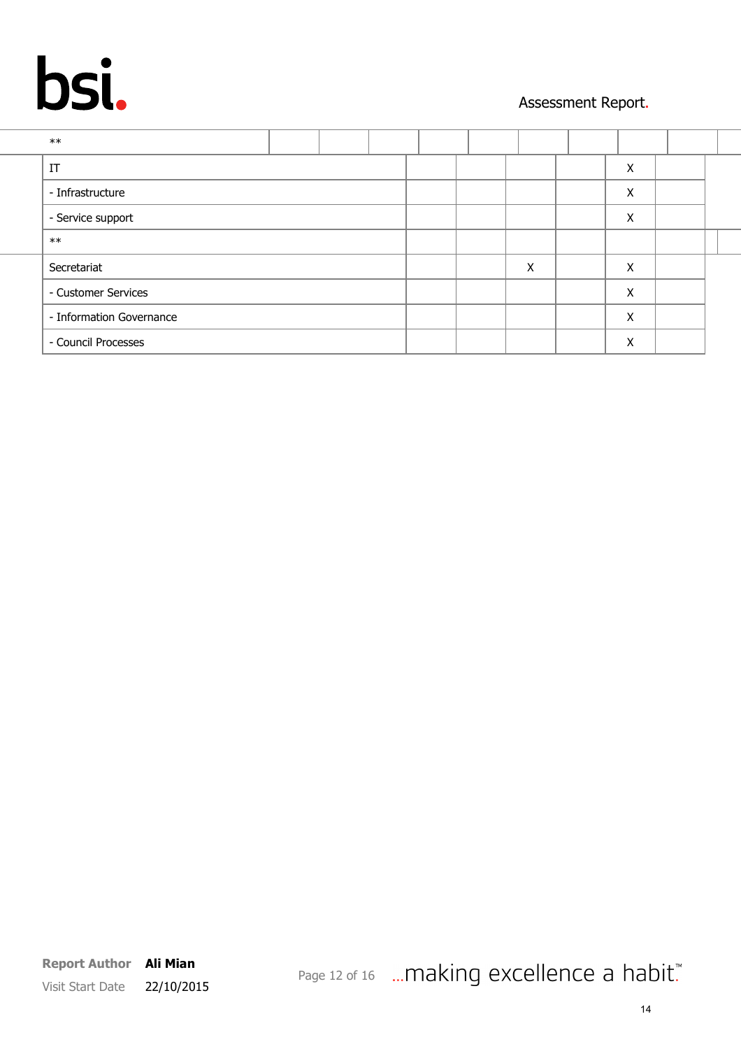| | | | | | | |
|---|---|---|---|---|---|---|
| ** | | | | | | |
| IT | | | | | X | |
| - Infrastructure | | | | | X | |
| - Service support | | | | | X | |
| ** | | | | | | |
| Secretariat | | | X | | X | |
| - Customer Services | | | | | X | |
| - Information Governance | | | | | X | |
| - Council Processes | | | | | X | |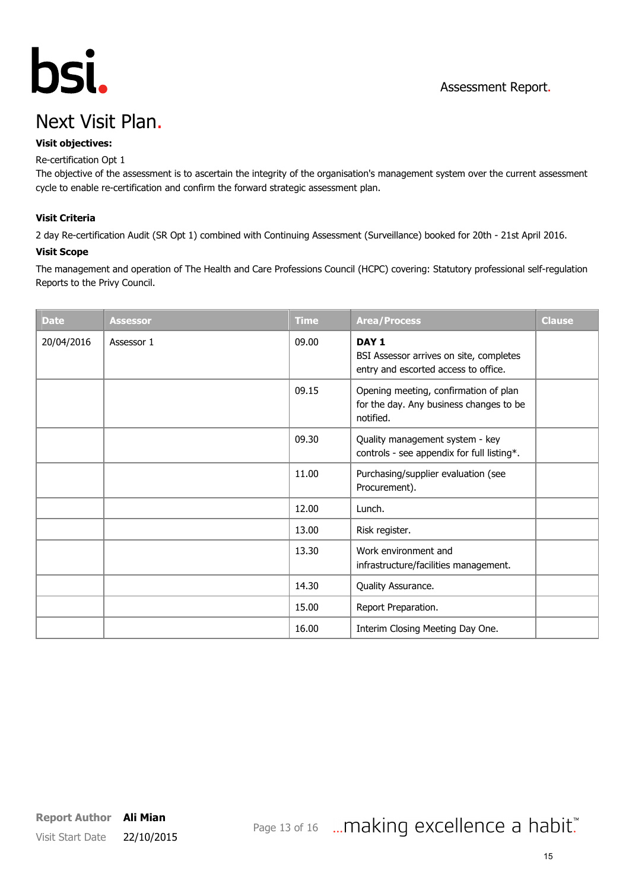# Next Visit Plan.

**Visit objectives:**

Re-certification Opt 1

The objective of the assessment is to ascertain the integrity of the organisation's management system over the current assessment cycle to enable re-certification and confirm the forward strategic assessment plan.

**Visit Criteria**

2 day Re-certification Audit (SR Opt 1) combined with Continuing Assessment (Surveillance) booked for 20th - 21st April 2016.

**Visit Scope**

The management and operation of The Health and Care Professions Council (HCPC) covering: Statutory professional self-regulation Reports to the Privy Council.

| Date | Assessor | Time | Area/Process | Clause |
|---|---|---|---|---|
| 20/04/2016 | Assessor 1 | 09.00 | **DAY 1** BSI Assessor arrives on site, completes entry and escorted access to office. | |
| | | 09.15 | Opening meeting, confirmation of plan for the day. Any business changes to be notified. | |
| | | 09.30 | Quality management system - key controls - see appendix for full listing*. | |
| | | 11.00 | Purchasing/supplier evaluation (see Procurement). | |
| | | 12.00 | Lunch. | |
| | | 13.00 | Risk register. | |
| | | 13.30 | Work environment and infrastructure/facilities management. | |
| | | 14.30 | Quality Assurance. | |
| | | 15.00 | Report Preparation. | |
| | | 16.00 | Interim Closing Meeting Day One. | |

**Report Author** Ali Mian

Visit Start Date 22/10/2015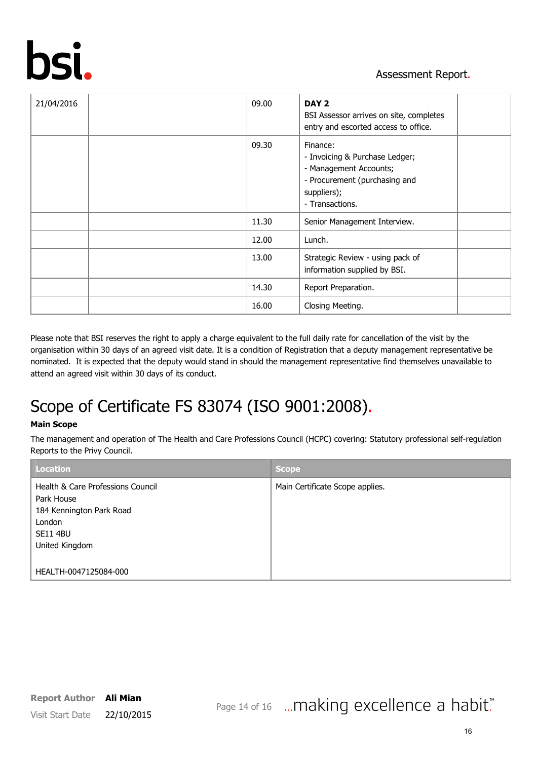| 21/04/2016 | | 09.00 | **DAY 2**<br>BSI Assessor arrives on site, completes entry and escorted access to office. | |
|---|---|---|---|---|
| | | 09.30 | Finance:<br>- Invoicing & Purchase Ledger;<br>- Management Accounts;<br>- Procurement (purchasing and suppliers);<br>- Transactions. | |
| | | 11.30 | Senior Management Interview. | |
| | | 12.00 | Lunch. | |
| | | 13.00 | Strategic Review - using pack of information supplied by BSI. | |
| | | 14.30 | Report Preparation. | |
| | | 16.00 | Closing Meeting. | |

Please note that BSI reserves the right to apply a charge equivalent to the full daily rate for cancellation of the visit by the organisation within 30 days of an agreed visit date. It is a condition of Registration that a deputy management representative be nominated. It is expected that the deputy would stand in should the management representative find themselves unavailable to attend an agreed visit within 30 days of its conduct.

# Scope of Certificate FS 83074 (ISO 9001:2008).

**Main Scope**

The management and operation of The Health and Care Professions Council (HCPC) covering: Statutory professional self-regulation Reports to the Privy Council.

| Location | Scope |
|---|---|
| Health & Care Professions Council<br>Park House<br>184 Kennington Park Road<br>London<br>SE11 4BU<br>United Kingdom<br><br>HEALTH-0047125084-000 | Main Certificate Scope applies. |

Report Author **Ali Mian**
Visit Start Date 22/10/2015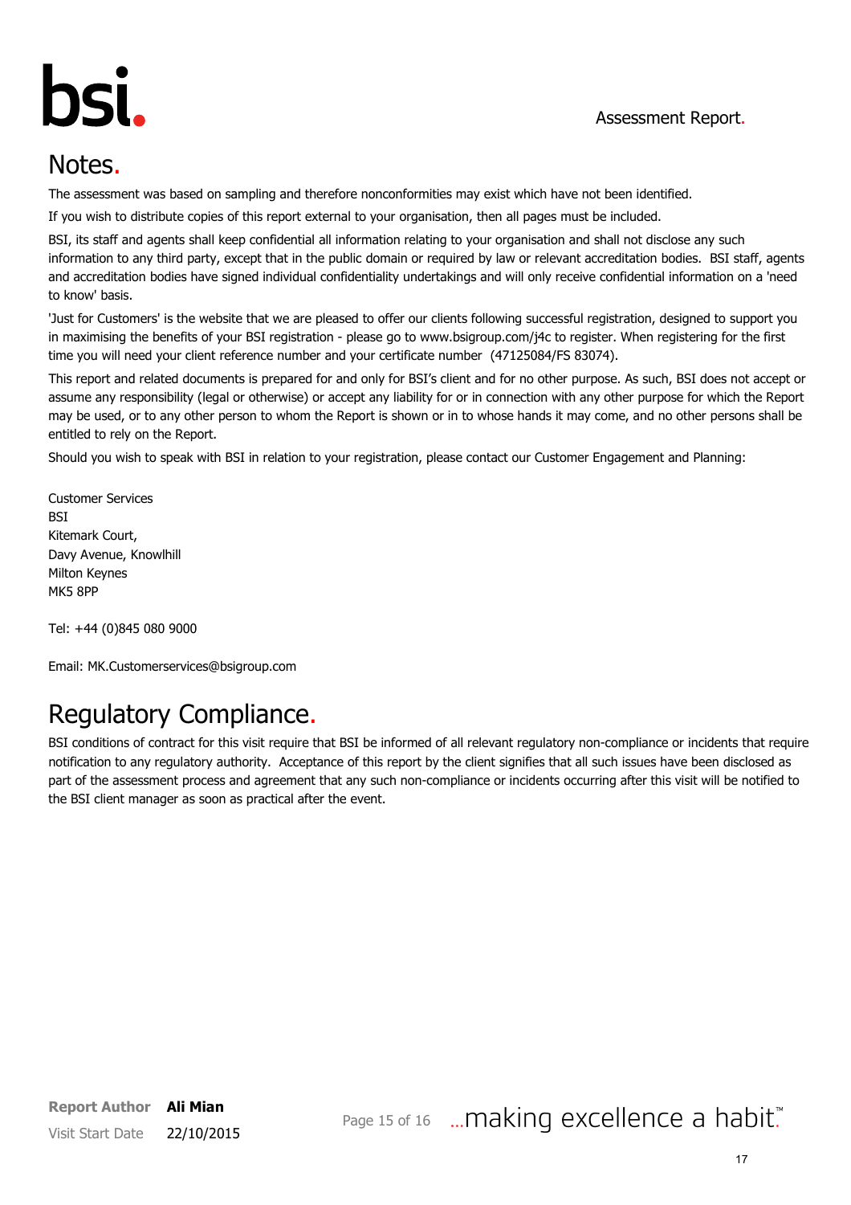## Notes.

The assessment was based on sampling and therefore nonconformities may exist which have not been identified.

If you wish to distribute copies of this report external to your organisation, then all pages must be included.

BSI, its staff and agents shall keep confidential all information relating to your organisation and shall not disclose any such information to any third party, except that in the public domain or required by law or relevant accreditation bodies. BSI staff, agents and accreditation bodies have signed individual confidentiality undertakings and will only receive confidential information on a 'need to know' basis.

'Just for Customers' is the website that we are pleased to offer our clients following successful registration, designed to support you in maximising the benefits of your BSI registration - please go to www.bsigroup.com/j4c to register. When registering for the first time you will need your client reference number and your certificate number (47125084/FS 83074).

This report and related documents is prepared for and only for BSI's client and for no other purpose. As such, BSI does not accept or assume any responsibility (legal or otherwise) or accept any liability for or in connection with any other purpose for which the Report may be used, or to any other person to whom the Report is shown or in to whose hands it may come, and no other persons shall be entitled to rely on the Report.

Should you wish to speak with BSI in relation to your registration, please contact our Customer Engagement and Planning:

Customer Services
BSI
Kitemark Court,
Davy Avenue, Knowlhill
Milton Keynes
MK5 8PP

Tel: +44 (0)845 080 9000

Email: MK.Customerservices@bsigroup.com

## Regulatory Compliance.

BSI conditions of contract for this visit require that BSI be informed of all relevant regulatory non-compliance or incidents that require notification to any regulatory authority. Acceptance of this report by the client signifies that all such issues have been disclosed as part of the assessment process and agreement that any such non-compliance or incidents occurring after this visit will be notified to the BSI client manager as soon as practical after the event.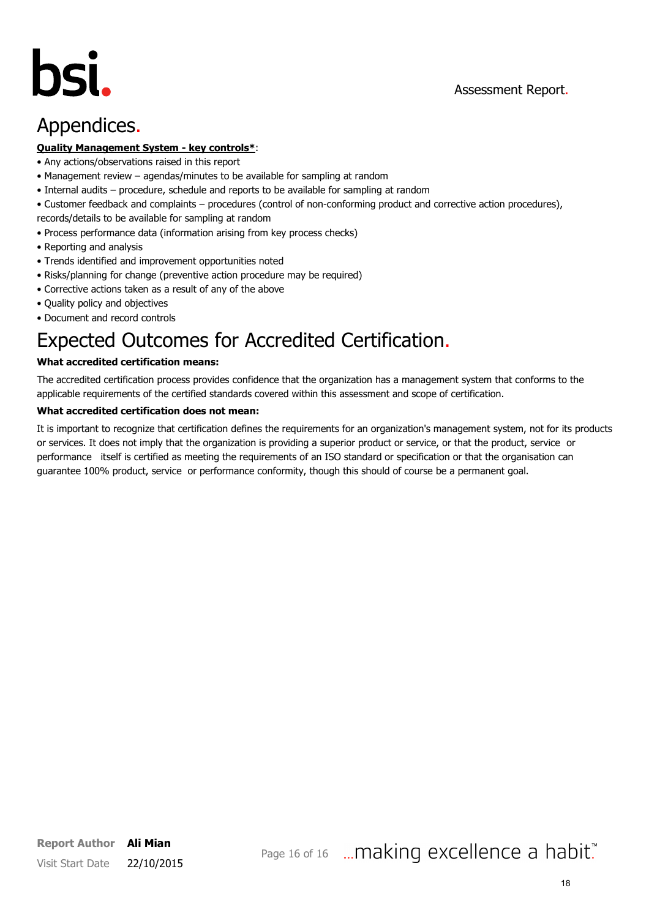# Appendices.

**Quality Management System - key controls***:

- Any actions/observations raised in this report
- Management review – agendas/minutes to be available for sampling at random
- Internal audits – procedure, schedule and reports to be available for sampling at random
- Customer feedback and complaints – procedures (control of non-conforming product and corrective action procedures), records/details to be available for sampling at random
- Process performance data (information arising from key process checks)
- Reporting and analysis
- Trends identified and improvement opportunities noted
- Risks/planning for change (preventive action procedure may be required)
- Corrective actions taken as a result of any of the above
- Quality policy and objectives
- Document and record controls

# Expected Outcomes for Accredited Certification.

**What accredited certification means:**

The accredited certification process provides confidence that the organization has a management system that conforms to the applicable requirements of the certified standards covered within this assessment and scope of certification.

**What accredited certification does not mean:**

It is important to recognize that certification defines the requirements for an organization's management system, not for its products or services. It does not imply that the organization is providing a superior product or service, or that the product, service or performance itself is certified as meeting the requirements of an ISO standard or specification or that the organisation can guarantee 100% product, service or performance conformity, though this should of course be a permanent goal.